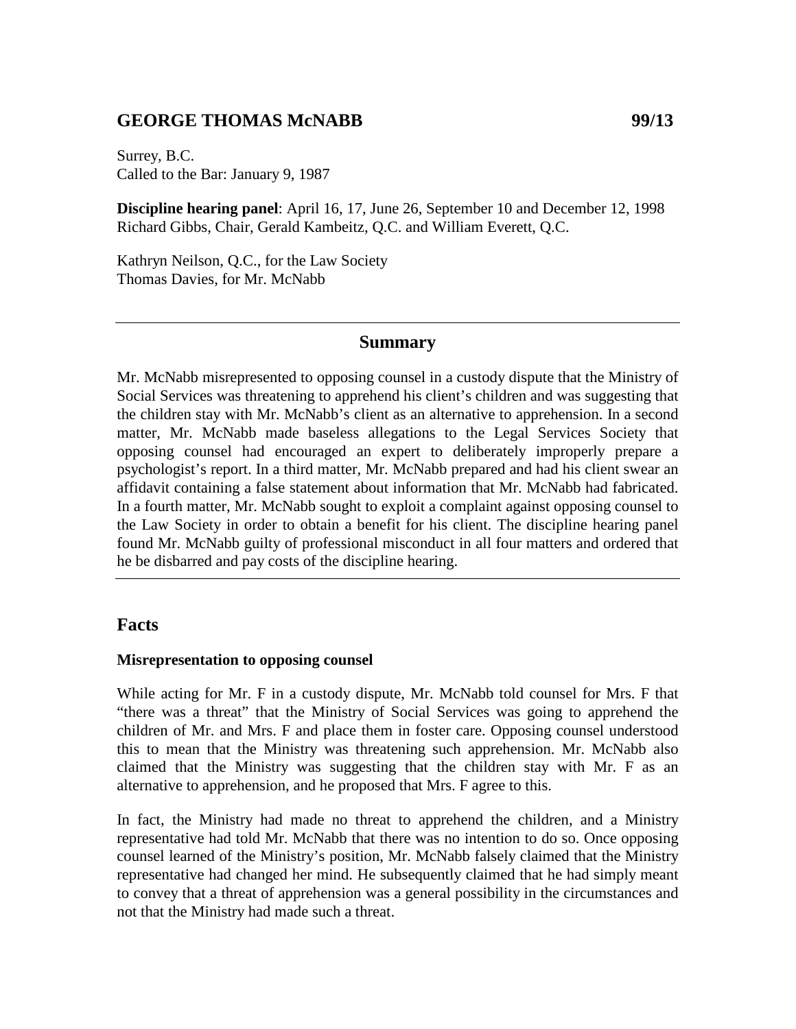## GEORGE THOMAS McNABB 99/13

Surrey, B.C.
Called to the Bar: January 9, 1987

**Discipline hearing panel**: April 16, 17, June 26, September 10 and December 12, 1998
Richard Gibbs, Chair, Gerald Kambeitz, Q.C. and William Everett, Q.C.

Kathryn Neilson, Q.C., for the Law Society
Thomas Davies, for Mr. McNabb

---

### Summary

Mr. McNabb misrepresented to opposing counsel in a custody dispute that the Ministry of Social Services was threatening to apprehend his client's children and was suggesting that the children stay with Mr. McNabb's client as an alternative to apprehension. In a second matter, Mr. McNabb made baseless allegations to the Legal Services Society that opposing counsel had encouraged an expert to deliberately improperly prepare a psychologist's report. In a third matter, Mr. McNabb prepared and had his client swear an affidavit containing a false statement about information that Mr. McNabb had fabricated. In a fourth matter, Mr. McNabb sought to exploit a complaint against opposing counsel to the Law Society in order to obtain a benefit for his client. The discipline hearing panel found Mr. McNabb guilty of professional misconduct in all four matters and ordered that he be disbarred and pay costs of the discipline hearing.

---

## Facts

**Misrepresentation to opposing counsel**

While acting for Mr. F in a custody dispute, Mr. McNabb told counsel for Mrs. F that "there was a threat" that the Ministry of Social Services was going to apprehend the children of Mr. and Mrs. F and place them in foster care. Opposing counsel understood this to mean that the Ministry was threatening such apprehension. Mr. McNabb also claimed that the Ministry was suggesting that the children stay with Mr. F as an alternative to apprehension, and he proposed that Mrs. F agree to this.

In fact, the Ministry had made no threat to apprehend the children, and a Ministry representative had told Mr. McNabb that there was no intention to do so. Once opposing counsel learned of the Ministry's position, Mr. McNabb falsely claimed that the Ministry representative had changed her mind. He subsequently claimed that he had simply meant to convey that a threat of apprehension was a general possibility in the circumstances and not that the Ministry had made such a threat.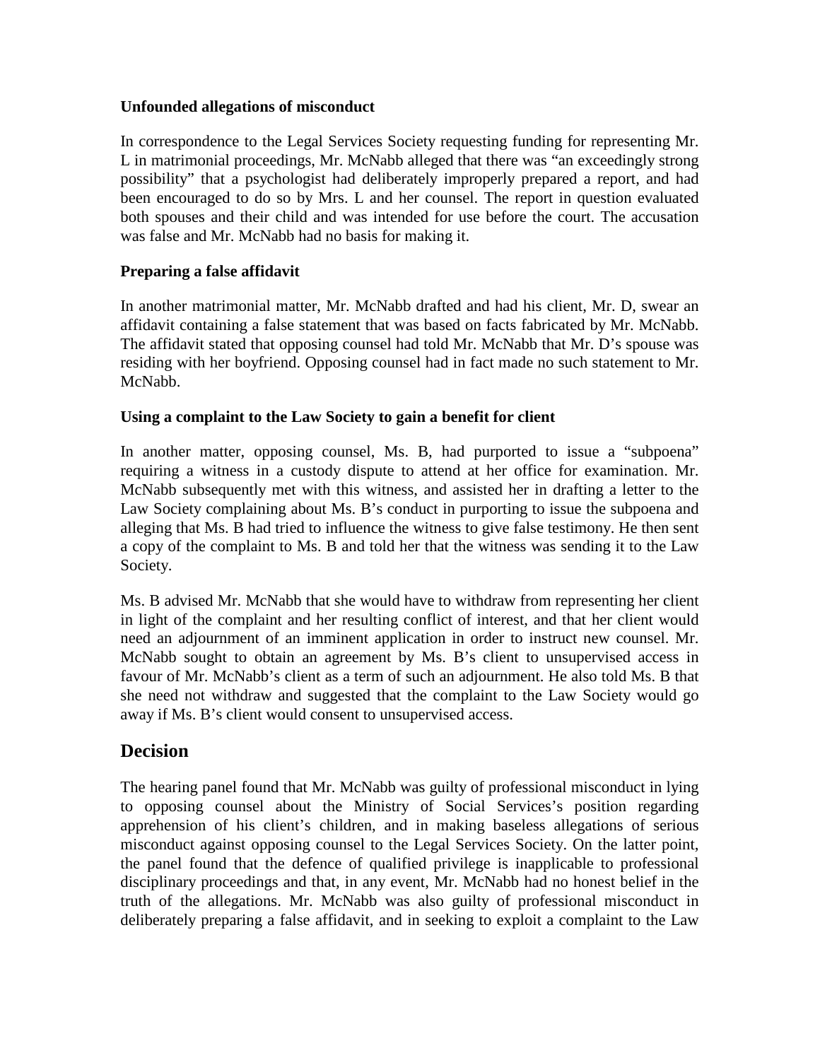**Unfounded allegations of misconduct**

In correspondence to the Legal Services Society requesting funding for representing Mr. L in matrimonial proceedings, Mr. McNabb alleged that there was "an exceedingly strong possibility" that a psychologist had deliberately improperly prepared a report, and had been encouraged to do so by Mrs. L and her counsel. The report in question evaluated both spouses and their child and was intended for use before the court. The accusation was false and Mr. McNabb had no basis for making it.

**Preparing a false affidavit**

In another matrimonial matter, Mr. McNabb drafted and had his client, Mr. D, swear an affidavit containing a false statement that was based on facts fabricated by Mr. McNabb. The affidavit stated that opposing counsel had told Mr. McNabb that Mr. D's spouse was residing with her boyfriend. Opposing counsel had in fact made no such statement to Mr. McNabb.

**Using a complaint to the Law Society to gain a benefit for client**

In another matter, opposing counsel, Ms. B, had purported to issue a "subpoena" requiring a witness in a custody dispute to attend at her office for examination. Mr. McNabb subsequently met with this witness, and assisted her in drafting a letter to the Law Society complaining about Ms. B's conduct in purporting to issue the subpoena and alleging that Ms. B had tried to influence the witness to give false testimony. He then sent a copy of the complaint to Ms. B and told her that the witness was sending it to the Law Society.

Ms. B advised Mr. McNabb that she would have to withdraw from representing her client in light of the complaint and her resulting conflict of interest, and that her client would need an adjournment of an imminent application in order to instruct new counsel. Mr. McNabb sought to obtain an agreement by Ms. B's client to unsupervised access in favour of Mr. McNabb's client as a term of such an adjournment. He also told Ms. B that she need not withdraw and suggested that the complaint to the Law Society would go away if Ms. B's client would consent to unsupervised access.

## Decision

The hearing panel found that Mr. McNabb was guilty of professional misconduct in lying to opposing counsel about the Ministry of Social Services's position regarding apprehension of his client's children, and in making baseless allegations of serious misconduct against opposing counsel to the Legal Services Society. On the latter point, the panel found that the defence of qualified privilege is inapplicable to professional disciplinary proceedings and that, in any event, Mr. McNabb had no honest belief in the truth of the allegations. Mr. McNabb was also guilty of professional misconduct in deliberately preparing a false affidavit, and in seeking to exploit a complaint to the Law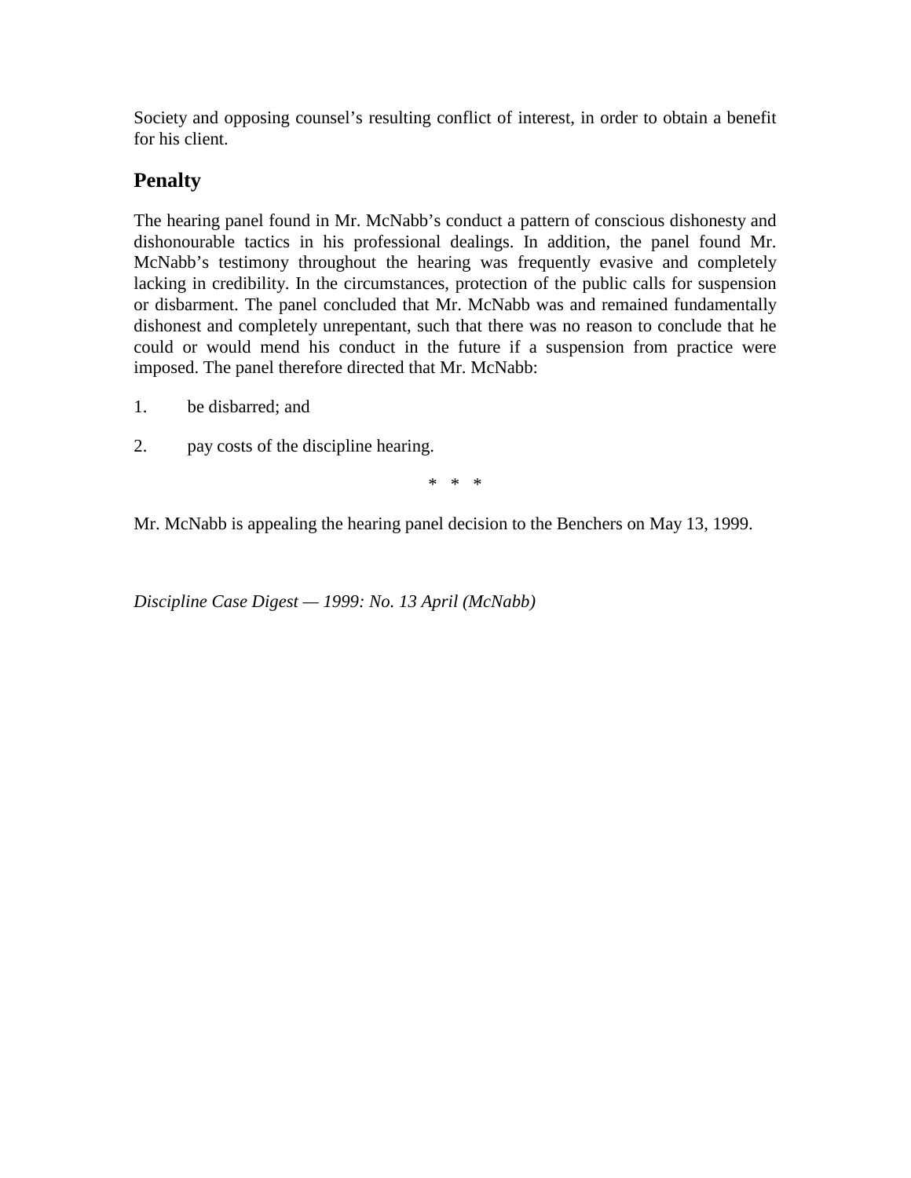Society and opposing counsel's resulting conflict of interest, in order to obtain a benefit for his client.

## Penalty

The hearing panel found in Mr. McNabb's conduct a pattern of conscious dishonesty and dishonourable tactics in his professional dealings. In addition, the panel found Mr. McNabb's testimony throughout the hearing was frequently evasive and completely lacking in credibility. In the circumstances, protection of the public calls for suspension or disbarment. The panel concluded that Mr. McNabb was and remained fundamentally dishonest and completely unrepentant, such that there was no reason to conclude that he could or would mend his conduct in the future if a suspension from practice were imposed. The panel therefore directed that Mr. McNabb:

1. be disbarred; and

2. pay costs of the discipline hearing.

\* \* \*

Mr. McNabb is appealing the hearing panel decision to the Benchers on May 13, 1999.

*Discipline Case Digest — 1999: No. 13 April (McNabb)*